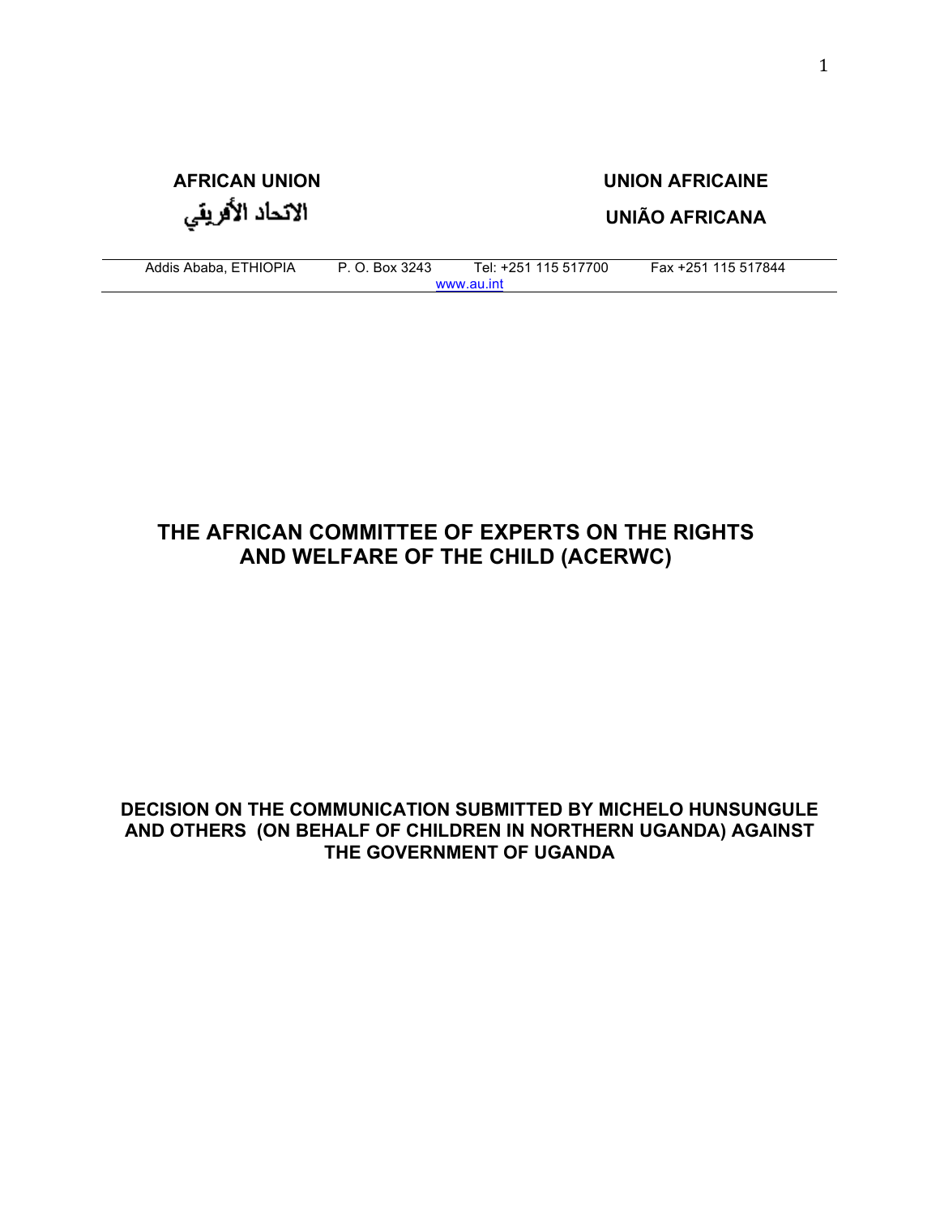**AFRICAN UNION**

الاتحاد الأفريقي

**UNION AFRICAINE**

**UNIÃO AFRICANA**

Addis Ababa, ETHIOPIA P. O. Box 3243 Tel: +251 115 517700 Fax +251 115 517844
www.au.int

# THE AFRICAN COMMITTEE OF EXPERTS ON THE RIGHTS AND WELFARE OF THE CHILD (ACERWC)

## DECISION ON THE COMMUNICATION SUBMITTED BY MICHELO HUNSUNGULE AND OTHERS (ON BEHALF OF CHILDREN IN NORTHERN UGANDA) AGAINST THE GOVERNMENT OF UGANDA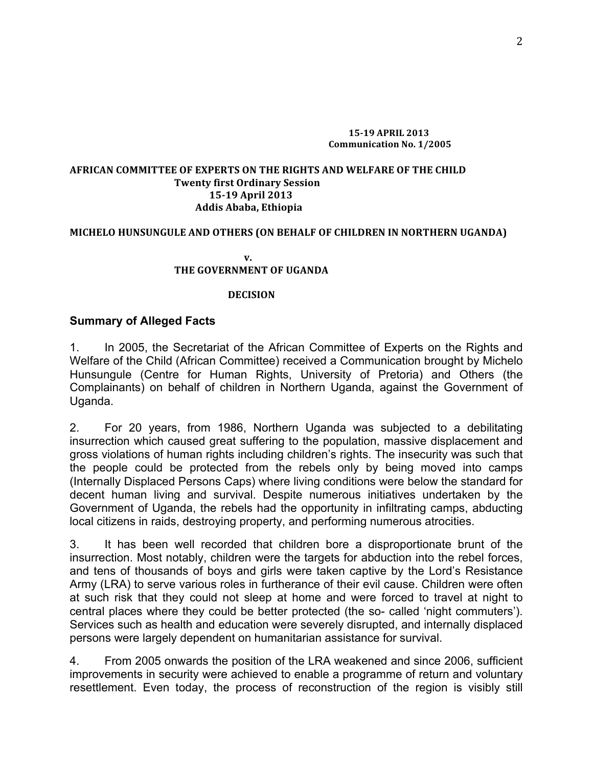**15-19 APRIL 2013**
**Communication No. 1/2005**

**AFRICAN COMMITTEE OF EXPERTS ON THE RIGHTS AND WELFARE OF THE CHILD**
**Twenty first Ordinary Session**
**15-19 April 2013**
**Addis Ababa, Ethiopia**

**MICHELO HUNSUNGULE AND OTHERS (ON BEHALF OF CHILDREN IN NORTHERN UGANDA)**

**v.**

**THE GOVERNMENT OF UGANDA**

**DECISION**

## Summary of Alleged Facts

1. In 2005, the Secretariat of the African Committee of Experts on the Rights and Welfare of the Child (African Committee) received a Communication brought by Michelo Hunsungule (Centre for Human Rights, University of Pretoria) and Others (the Complainants) on behalf of children in Northern Uganda, against the Government of Uganda.

2. For 20 years, from 1986, Northern Uganda was subjected to a debilitating insurrection which caused great suffering to the population, massive displacement and gross violations of human rights including children's rights. The insecurity was such that the people could be protected from the rebels only by being moved into camps (Internally Displaced Persons Caps) where living conditions were below the standard for decent human living and survival. Despite numerous initiatives undertaken by the Government of Uganda, the rebels had the opportunity in infiltrating camps, abducting local citizens in raids, destroying property, and performing numerous atrocities.

3. It has been well recorded that children bore a disproportionate brunt of the insurrection. Most notably, children were the targets for abduction into the rebel forces, and tens of thousands of boys and girls were taken captive by the Lord's Resistance Army (LRA) to serve various roles in furtherance of their evil cause. Children were often at such risk that they could not sleep at home and were forced to travel at night to central places where they could be better protected (the so- called 'night commuters'). Services such as health and education were severely disrupted, and internally displaced persons were largely dependent on humanitarian assistance for survival.

4. From 2005 onwards the position of the LRA weakened and since 2006, sufficient improvements in security were achieved to enable a programme of return and voluntary resettlement. Even today, the process of reconstruction of the region is visibly still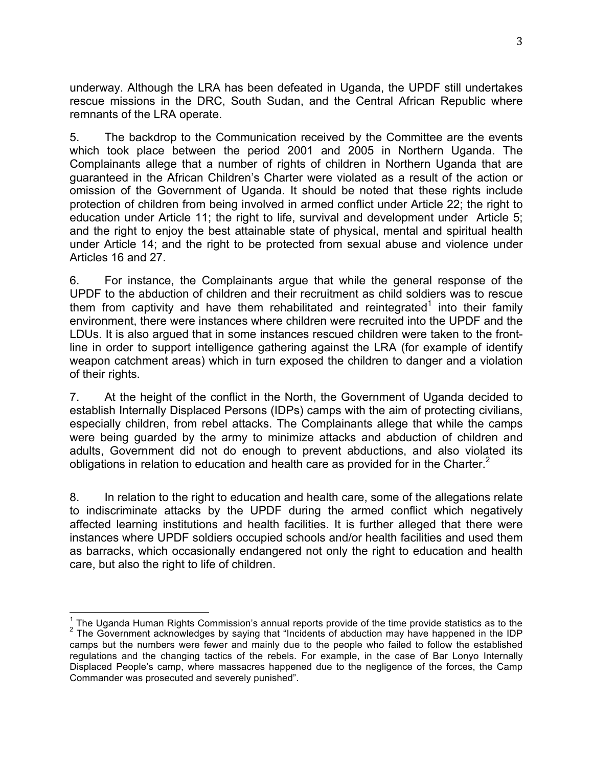underway. Although the LRA has been defeated in Uganda, the UPDF still undertakes rescue missions in the DRC, South Sudan, and the Central African Republic where remnants of the LRA operate.

5. The backdrop to the Communication received by the Committee are the events which took place between the period 2001 and 2005 in Northern Uganda. The Complainants allege that a number of rights of children in Northern Uganda that are guaranteed in the African Children's Charter were violated as a result of the action or omission of the Government of Uganda. It should be noted that these rights include protection of children from being involved in armed conflict under Article 22; the right to education under Article 11; the right to life, survival and development under Article 5; and the right to enjoy the best attainable state of physical, mental and spiritual health under Article 14; and the right to be protected from sexual abuse and violence under Articles 16 and 27.

6. For instance, the Complainants argue that while the general response of the UPDF to the abduction of children and their recruitment as child soldiers was to rescue them from captivity and have them rehabilitated and reintegrated[1] into their family environment, there were instances where children were recruited into the UPDF and the LDUs. It is also argued that in some instances rescued children were taken to the front-line in order to support intelligence gathering against the LRA (for example of identify weapon catchment areas) which in turn exposed the children to danger and a violation of their rights.

7. At the height of the conflict in the North, the Government of Uganda decided to establish Internally Displaced Persons (IDPs) camps with the aim of protecting civilians, especially children, from rebel attacks. The Complainants allege that while the camps were being guarded by the army to minimize attacks and abduction of children and adults, Government did not do enough to prevent abductions, and also violated its obligations in relation to education and health care as provided for in the Charter.[2]

8. In relation to the right to education and health care, some of the allegations relate to indiscriminate attacks by the UPDF during the armed conflict which negatively affected learning institutions and health facilities. It is further alleged that there were instances where UPDF soldiers occupied schools and/or health facilities and used them as barracks, which occasionally endangered not only the right to education and health care, but also the right to life of children.

---

[1] The Uganda Human Rights Commission's annual reports provide of the time provide statistics as to the

[2] The Government acknowledges by saying that "Incidents of abduction may have happened in the IDP camps but the numbers were fewer and mainly due to the people who failed to follow the established regulations and the changing tactics of the rebels. For example, in the case of Bar Lonyo Internally Displaced People's camp, where massacres happened due to the negligence of the forces, the Camp Commander was prosecuted and severely punished".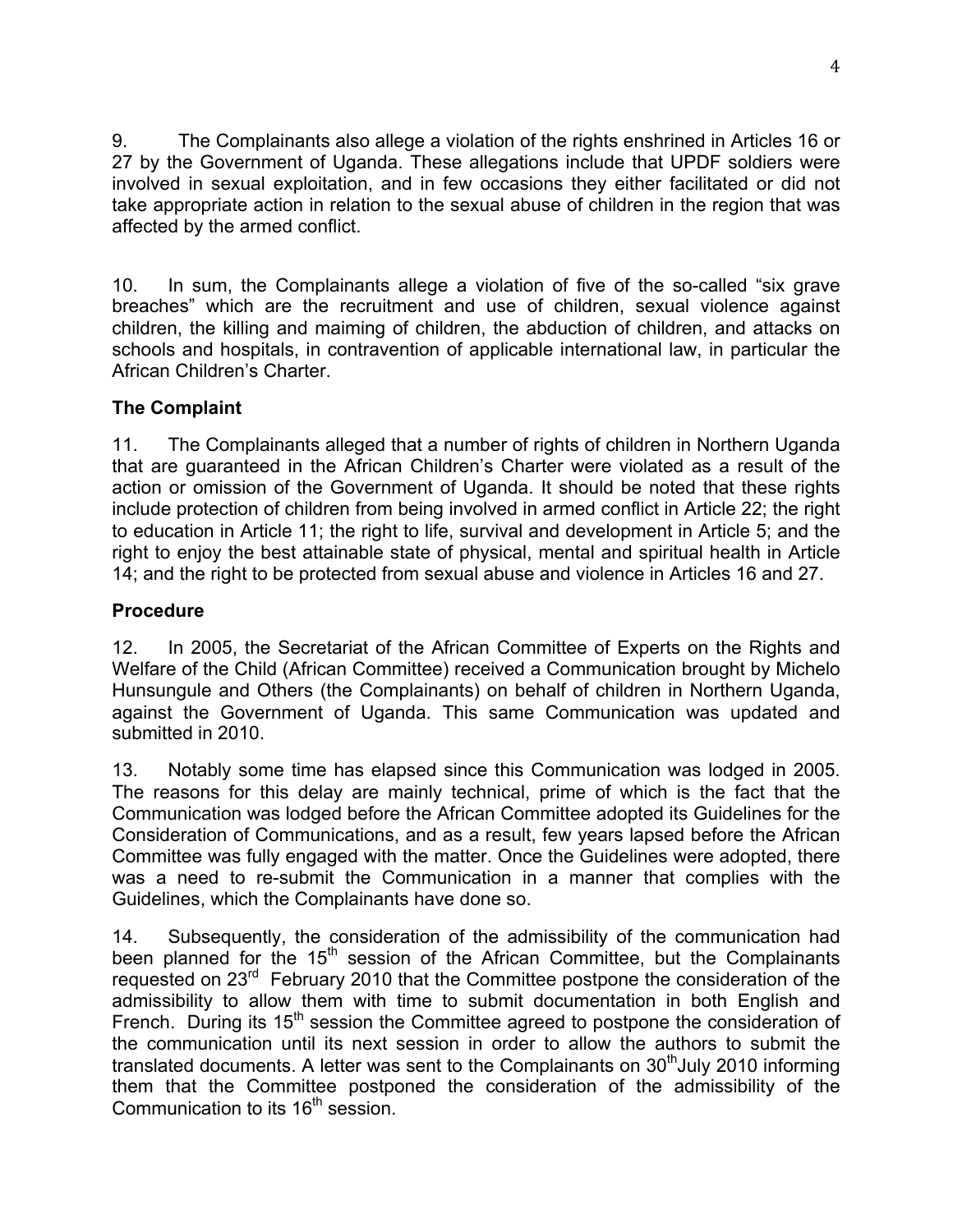9. The Complainants also allege a violation of the rights enshrined in Articles 16 or 27 by the Government of Uganda. These allegations include that UPDF soldiers were involved in sexual exploitation, and in few occasions they either facilitated or did not take appropriate action in relation to the sexual abuse of children in the region that was affected by the armed conflict.

10. In sum, the Complainants allege a violation of five of the so-called "six grave breaches" which are the recruitment and use of children, sexual violence against children, the killing and maiming of children, the abduction of children, and attacks on schools and hospitals, in contravention of applicable international law, in particular the African Children's Charter.

**The Complaint**

11. The Complainants alleged that a number of rights of children in Northern Uganda that are guaranteed in the African Children's Charter were violated as a result of the action or omission of the Government of Uganda. It should be noted that these rights include protection of children from being involved in armed conflict in Article 22; the right to education in Article 11; the right to life, survival and development in Article 5; and the right to enjoy the best attainable state of physical, mental and spiritual health in Article 14; and the right to be protected from sexual abuse and violence in Articles 16 and 27.

**Procedure**

12. In 2005, the Secretariat of the African Committee of Experts on the Rights and Welfare of the Child (African Committee) received a Communication brought by Michelo Hunsungule and Others (the Complainants) on behalf of children in Northern Uganda, against the Government of Uganda. This same Communication was updated and submitted in 2010.

13. Notably some time has elapsed since this Communication was lodged in 2005. The reasons for this delay are mainly technical, prime of which is the fact that the Communication was lodged before the African Committee adopted its Guidelines for the Consideration of Communications, and as a result, few years lapsed before the African Committee was fully engaged with the matter. Once the Guidelines were adopted, there was a need to re-submit the Communication in a manner that complies with the Guidelines, which the Complainants have done so.

14. Subsequently, the consideration of the admissibility of the communication had been planned for the 15th session of the African Committee, but the Complainants requested on 23rd February 2010 that the Committee postpone the consideration of the admissibility to allow them with time to submit documentation in both English and French. During its 15th session the Committee agreed to postpone the consideration of the communication until its next session in order to allow the authors to submit the translated documents. A letter was sent to the Complainants on 30th July 2010 informing them that the Committee postponed the consideration of the admissibility of the Communication to its 16th session.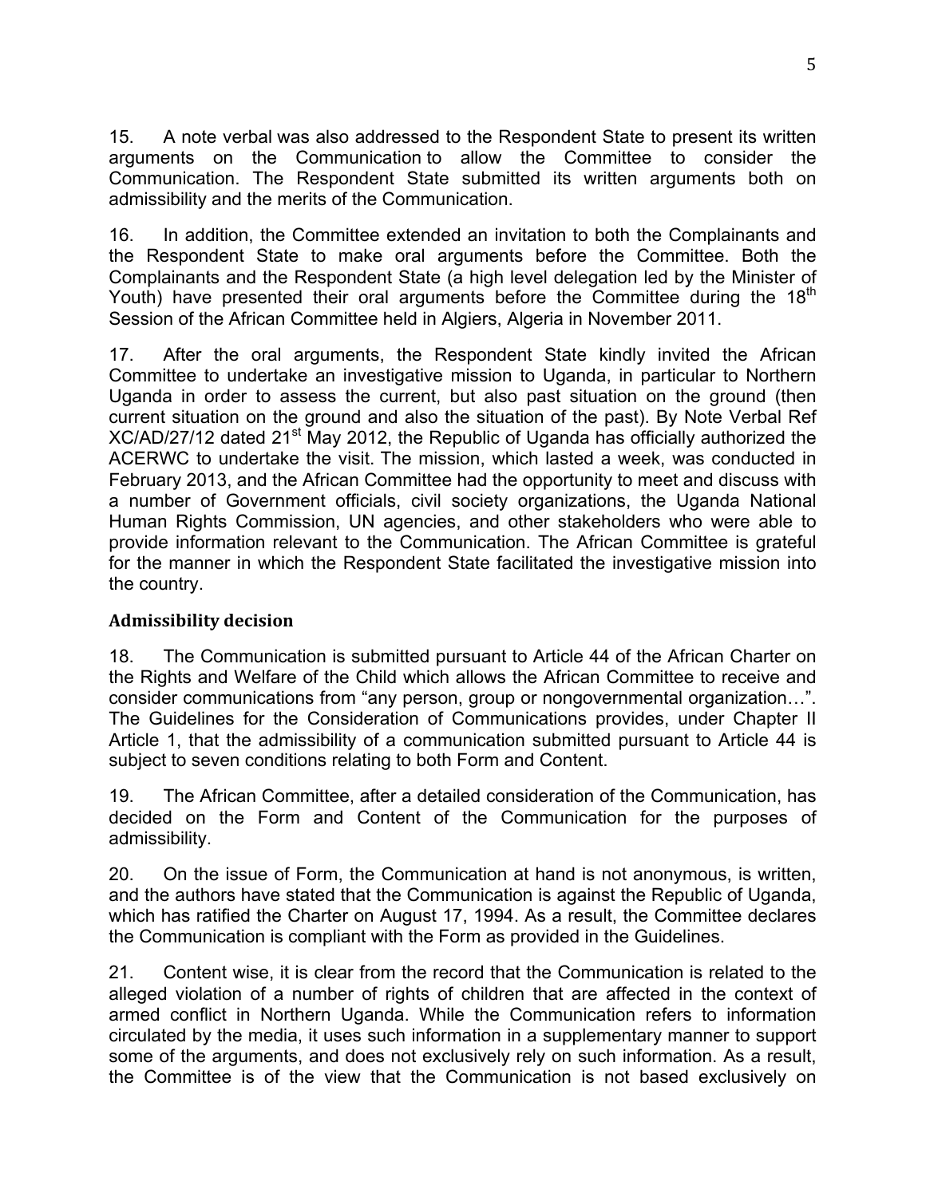15. A note verbal was also addressed to the Respondent State to present its written arguments on the Communication to allow the Committee to consider the Communication. The Respondent State submitted its written arguments both on admissibility and the merits of the Communication.

16. In addition, the Committee extended an invitation to both the Complainants and the Respondent State to make oral arguments before the Committee. Both the Complainants and the Respondent State (a high level delegation led by the Minister of Youth) have presented their oral arguments before the Committee during the 18th Session of the African Committee held in Algiers, Algeria in November 2011.

17. After the oral arguments, the Respondent State kindly invited the African Committee to undertake an investigative mission to Uganda, in particular to Northern Uganda in order to assess the current, but also past situation on the ground (then current situation on the ground and also the situation of the past). By Note Verbal Ref XC/AD/27/12 dated 21st May 2012, the Republic of Uganda has officially authorized the ACERWC to undertake the visit. The mission, which lasted a week, was conducted in February 2013, and the African Committee had the opportunity to meet and discuss with a number of Government officials, civil society organizations, the Uganda National Human Rights Commission, UN agencies, and other stakeholders who were able to provide information relevant to the Communication. The African Committee is grateful for the manner in which the Respondent State facilitated the investigative mission into the country.

### Admissibility decision

18. The Communication is submitted pursuant to Article 44 of the African Charter on the Rights and Welfare of the Child which allows the African Committee to receive and consider communications from "any person, group or nongovernmental organization…". The Guidelines for the Consideration of Communications provides, under Chapter II Article 1, that the admissibility of a communication submitted pursuant to Article 44 is subject to seven conditions relating to both Form and Content.

19. The African Committee, after a detailed consideration of the Communication, has decided on the Form and Content of the Communication for the purposes of admissibility.

20. On the issue of Form, the Communication at hand is not anonymous, is written, and the authors have stated that the Communication is against the Republic of Uganda, which has ratified the Charter on August 17, 1994. As a result, the Committee declares the Communication is compliant with the Form as provided in the Guidelines.

21. Content wise, it is clear from the record that the Communication is related to the alleged violation of a number of rights of children that are affected in the context of armed conflict in Northern Uganda. While the Communication refers to information circulated by the media, it uses such information in a supplementary manner to support some of the arguments, and does not exclusively rely on such information. As a result, the Committee is of the view that the Communication is not based exclusively on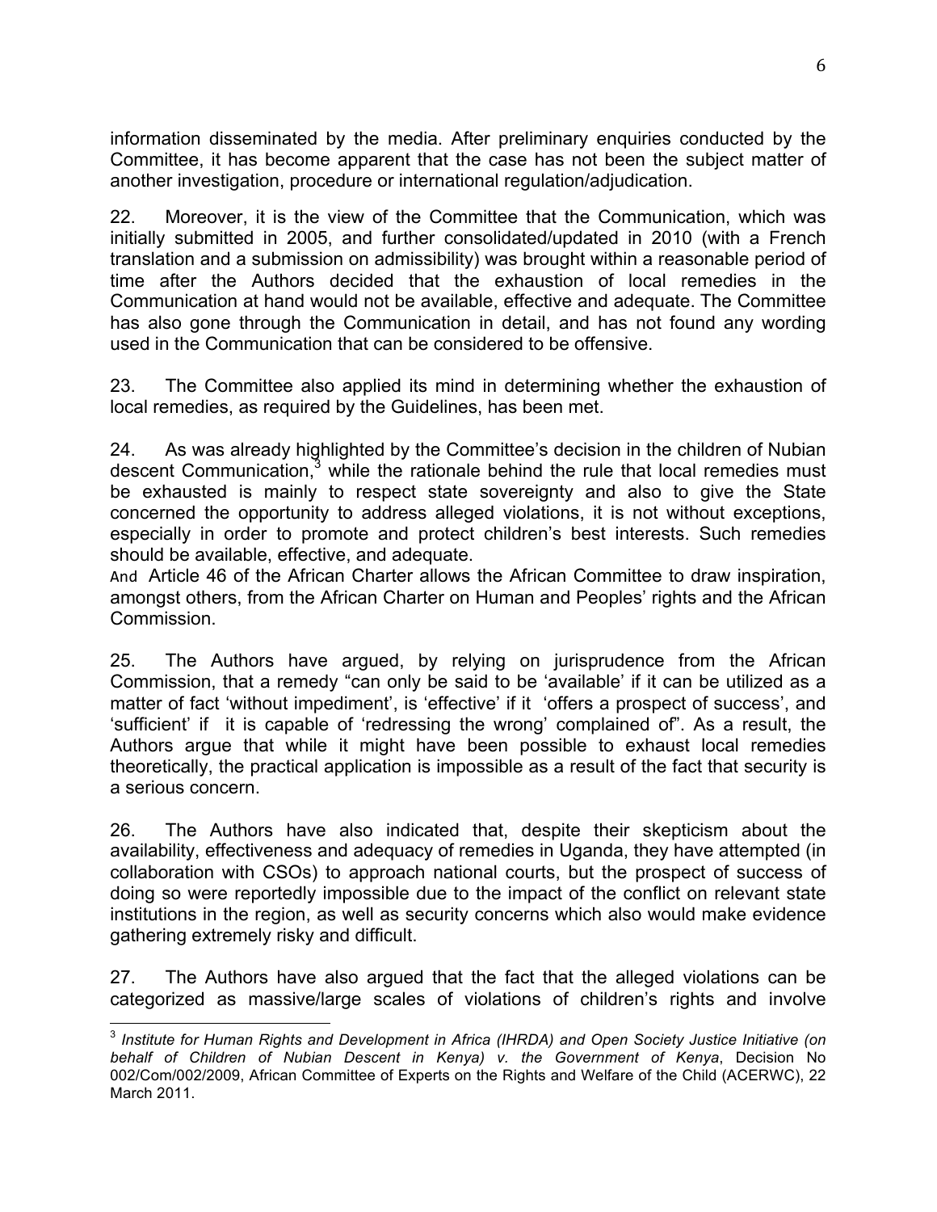information disseminated by the media. After preliminary enquiries conducted by the Committee, it has become apparent that the case has not been the subject matter of another investigation, procedure or international regulation/adjudication.

22. Moreover, it is the view of the Committee that the Communication, which was initially submitted in 2005, and further consolidated/updated in 2010 (with a French translation and a submission on admissibility) was brought within a reasonable period of time after the Authors decided that the exhaustion of local remedies in the Communication at hand would not be available, effective and adequate. The Committee has also gone through the Communication in detail, and has not found any wording used in the Communication that can be considered to be offensive.

23. The Committee also applied its mind in determining whether the exhaustion of local remedies, as required by the Guidelines, has been met.

24. As was already highlighted by the Committee's decision in the children of Nubian descent Communication,[3] while the rationale behind the rule that local remedies must be exhausted is mainly to respect state sovereignty and also to give the State concerned the opportunity to address alleged violations, it is not without exceptions, especially in order to promote and protect children's best interests. Such remedies should be available, effective, and adequate.
And Article 46 of the African Charter allows the African Committee to draw inspiration, amongst others, from the African Charter on Human and Peoples' rights and the African Commission.

25. The Authors have argued, by relying on jurisprudence from the African Commission, that a remedy "can only be said to be 'available' if it can be utilized as a matter of fact 'without impediment', is 'effective' if it 'offers a prospect of success', and 'sufficient' if it is capable of 'redressing the wrong' complained of". As a result, the Authors argue that while it might have been possible to exhaust local remedies theoretically, the practical application is impossible as a result of the fact that security is a serious concern.

26. The Authors have also indicated that, despite their skepticism about the availability, effectiveness and adequacy of remedies in Uganda, they have attempted (in collaboration with CSOs) to approach national courts, but the prospect of success of doing so were reportedly impossible due to the impact of the conflict on relevant state institutions in the region, as well as security concerns which also would make evidence gathering extremely risky and difficult.

27. The Authors have also argued that the fact that the alleged violations can be categorized as massive/large scales of violations of children's rights and involve

---

[3] *Institute for Human Rights and Development in Africa (IHRDA) and Open Society Justice Initiative (on behalf of Children of Nubian Descent in Kenya) v. the Government of Kenya*, Decision No 002/Com/002/2009, African Committee of Experts on the Rights and Welfare of the Child (ACERWC), 22 March 2011.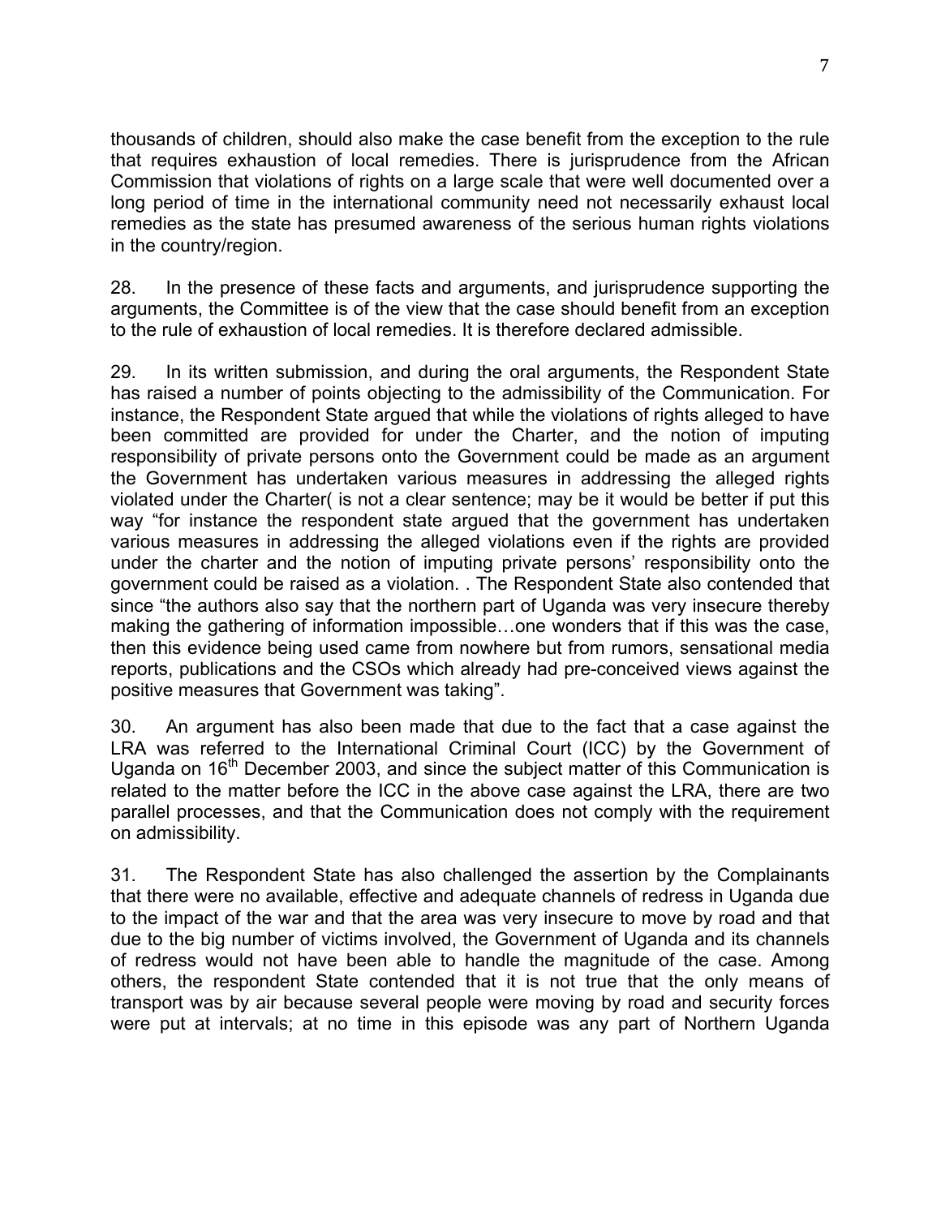thousands of children, should also make the case benefit from the exception to the rule that requires exhaustion of local remedies. There is jurisprudence from the African Commission that violations of rights on a large scale that were well documented over a long period of time in the international community need not necessarily exhaust local remedies as the state has presumed awareness of the serious human rights violations in the country/region.

28. In the presence of these facts and arguments, and jurisprudence supporting the arguments, the Committee is of the view that the case should benefit from an exception to the rule of exhaustion of local remedies. It is therefore declared admissible.

29. In its written submission, and during the oral arguments, the Respondent State has raised a number of points objecting to the admissibility of the Communication. For instance, the Respondent State argued that while the violations of rights alleged to have been committed are provided for under the Charter, and the notion of imputing responsibility of private persons onto the Government could be made as an argument the Government has undertaken various measures in addressing the alleged rights violated under the Charter( is not a clear sentence; may be it would be better if put this way "for instance the respondent state argued that the government has undertaken various measures in addressing the alleged violations even if the rights are provided under the charter and the notion of imputing private persons' responsibility onto the government could be raised as a violation. . The Respondent State also contended that since "the authors also say that the northern part of Uganda was very insecure thereby making the gathering of information impossible…one wonders that if this was the case, then this evidence being used came from nowhere but from rumors, sensational media reports, publications and the CSOs which already had pre-conceived views against the positive measures that Government was taking".

30. An argument has also been made that due to the fact that a case against the LRA was referred to the International Criminal Court (ICC) by the Government of Uganda on 16th December 2003, and since the subject matter of this Communication is related to the matter before the ICC in the above case against the LRA, there are two parallel processes, and that the Communication does not comply with the requirement on admissibility.

31. The Respondent State has also challenged the assertion by the Complainants that there were no available, effective and adequate channels of redress in Uganda due to the impact of the war and that the area was very insecure to move by road and that due to the big number of victims involved, the Government of Uganda and its channels of redress would not have been able to handle the magnitude of the case. Among others, the respondent State contended that it is not true that the only means of transport was by air because several people were moving by road and security forces were put at intervals; at no time in this episode was any part of Northern Uganda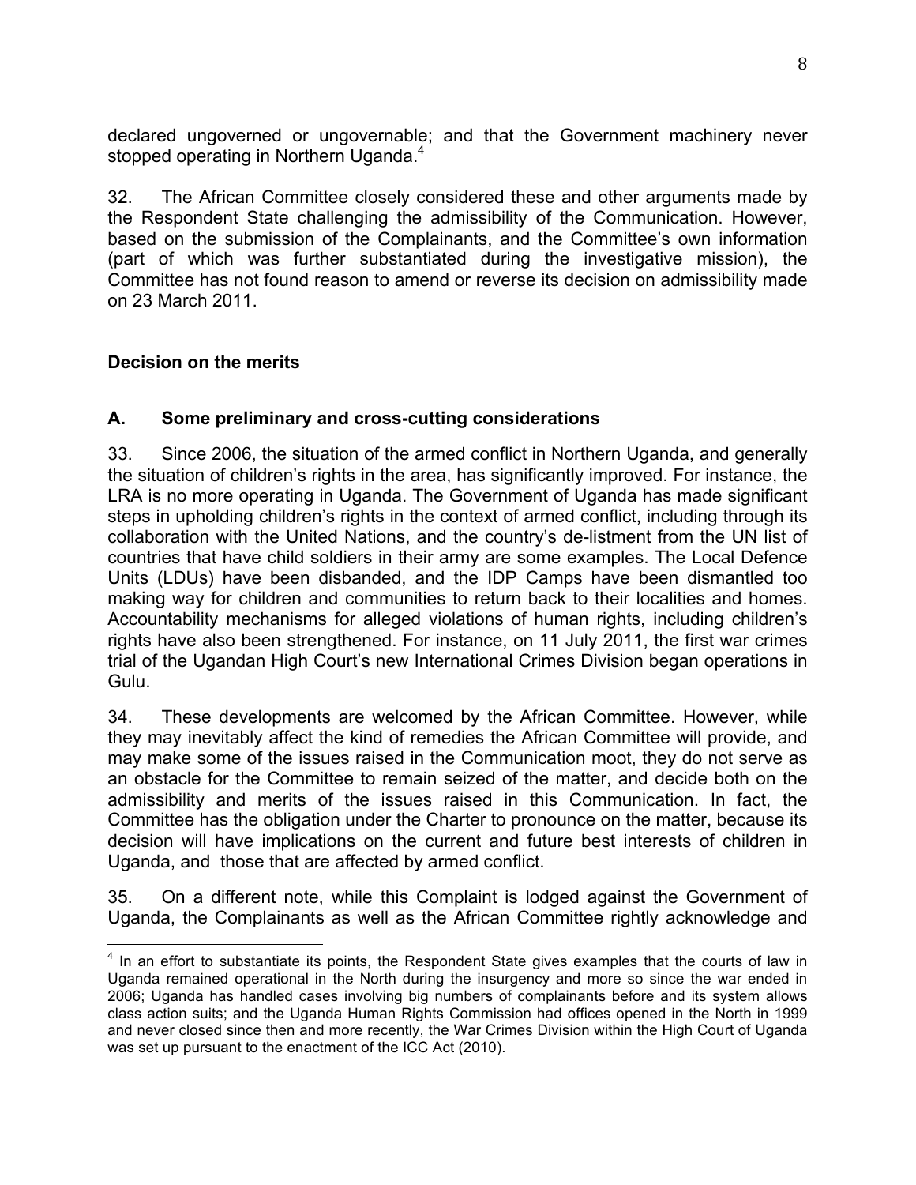declared ungoverned or ungovernable; and that the Government machinery never stopped operating in Northern Uganda.[4]

32. The African Committee closely considered these and other arguments made by the Respondent State challenging the admissibility of the Communication. However, based on the submission of the Complainants, and the Committee's own information (part of which was further substantiated during the investigative mission), the Committee has not found reason to amend or reverse its decision on admissibility made on 23 March 2011.

## Decision on the merits

### A. Some preliminary and cross-cutting considerations

33. Since 2006, the situation of the armed conflict in Northern Uganda, and generally the situation of children's rights in the area, has significantly improved. For instance, the LRA is no more operating in Uganda. The Government of Uganda has made significant steps in upholding children's rights in the context of armed conflict, including through its collaboration with the United Nations, and the country's de-listment from the UN list of countries that have child soldiers in their army are some examples. The Local Defence Units (LDUs) have been disbanded, and the IDP Camps have been dismantled too making way for children and communities to return back to their localities and homes. Accountability mechanisms for alleged violations of human rights, including children's rights have also been strengthened. For instance, on 11 July 2011, the first war crimes trial of the Ugandan High Court's new International Crimes Division began operations in Gulu.

34. These developments are welcomed by the African Committee. However, while they may inevitably affect the kind of remedies the African Committee will provide, and may make some of the issues raised in the Communication moot, they do not serve as an obstacle for the Committee to remain seized of the matter, and decide both on the admissibility and merits of the issues raised in this Communication. In fact, the Committee has the obligation under the Charter to pronounce on the matter, because its decision will have implications on the current and future best interests of children in Uganda, and those that are affected by armed conflict.

35. On a different note, while this Complaint is lodged against the Government of Uganda, the Complainants as well as the African Committee rightly acknowledge and

---

[4] In an effort to substantiate its points, the Respondent State gives examples that the courts of law in Uganda remained operational in the North during the insurgency and more so since the war ended in 2006; Uganda has handled cases involving big numbers of complainants before and its system allows class action suits; and the Uganda Human Rights Commission had offices opened in the North in 1999 and never closed since then and more recently, the War Crimes Division within the High Court of Uganda was set up pursuant to the enactment of the ICC Act (2010).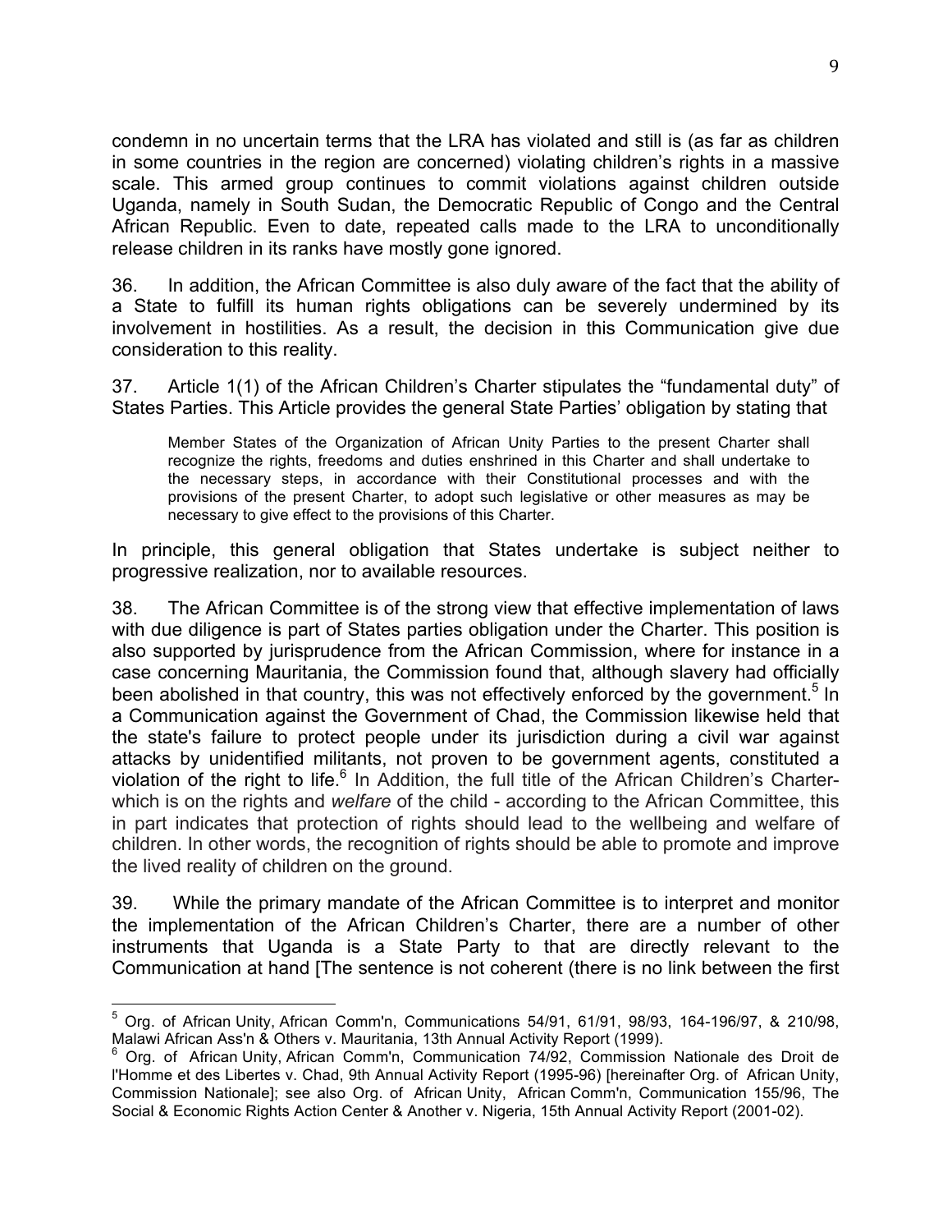condemn in no uncertain terms that the LRA has violated and still is (as far as children in some countries in the region are concerned) violating children's rights in a massive scale. This armed group continues to commit violations against children outside Uganda, namely in South Sudan, the Democratic Republic of Congo and the Central African Republic. Even to date, repeated calls made to the LRA to unconditionally release children in its ranks have mostly gone ignored.

36. In addition, the African Committee is also duly aware of the fact that the ability of a State to fulfill its human rights obligations can be severely undermined by its involvement in hostilities. As a result, the decision in this Communication give due consideration to this reality.

37. Article 1(1) of the African Children's Charter stipulates the "fundamental duty" of States Parties. This Article provides the general State Parties' obligation by stating that

> Member States of the Organization of African Unity Parties to the present Charter shall recognize the rights, freedoms and duties enshrined in this Charter and shall undertake to the necessary steps, in accordance with their Constitutional processes and with the provisions of the present Charter, to adopt such legislative or other measures as may be necessary to give effect to the provisions of this Charter.

In principle, this general obligation that States undertake is subject neither to progressive realization, nor to available resources.

38. The African Committee is of the strong view that effective implementation of laws with due diligence is part of States parties obligation under the Charter. This position is also supported by jurisprudence from the African Commission, where for instance in a case concerning Mauritania, the Commission found that, although slavery had officially been abolished in that country, this was not effectively enforced by the government.[5] In a Communication against the Government of Chad, the Commission likewise held that the state's failure to protect people under its jurisdiction during a civil war against attacks by unidentified militants, not proven to be government agents, constituted a violation of the right to life.[6] In Addition, the full title of the African Children's Charter- which is on the rights and *welfare* of the child - according to the African Committee, this in part indicates that protection of rights should lead to the wellbeing and welfare of children. In other words, the recognition of rights should be able to promote and improve the lived reality of children on the ground.

39. While the primary mandate of the African Committee is to interpret and monitor the implementation of the African Children's Charter, there are a number of other instruments that Uganda is a State Party to that are directly relevant to the Communication at hand [The sentence is not coherent (there is no link between the first

---

[5] Org. of African Unity, African Comm'n, Communications 54/91, 61/91, 98/93, 164-196/97, & 210/98, Malawi African Ass'n & Others v. Mauritania, 13th Annual Activity Report (1999).

[6] Org. of African Unity, African Comm'n, Communication 74/92, Commission Nationale des Droit de l'Homme et des Libertes v. Chad, 9th Annual Activity Report (1995-96) [hereinafter Org. of African Unity, Commission Nationale]; see also Org. of African Unity, African Comm'n, Communication 155/96, The Social & Economic Rights Action Center & Another v. Nigeria, 15th Annual Activity Report (2001-02).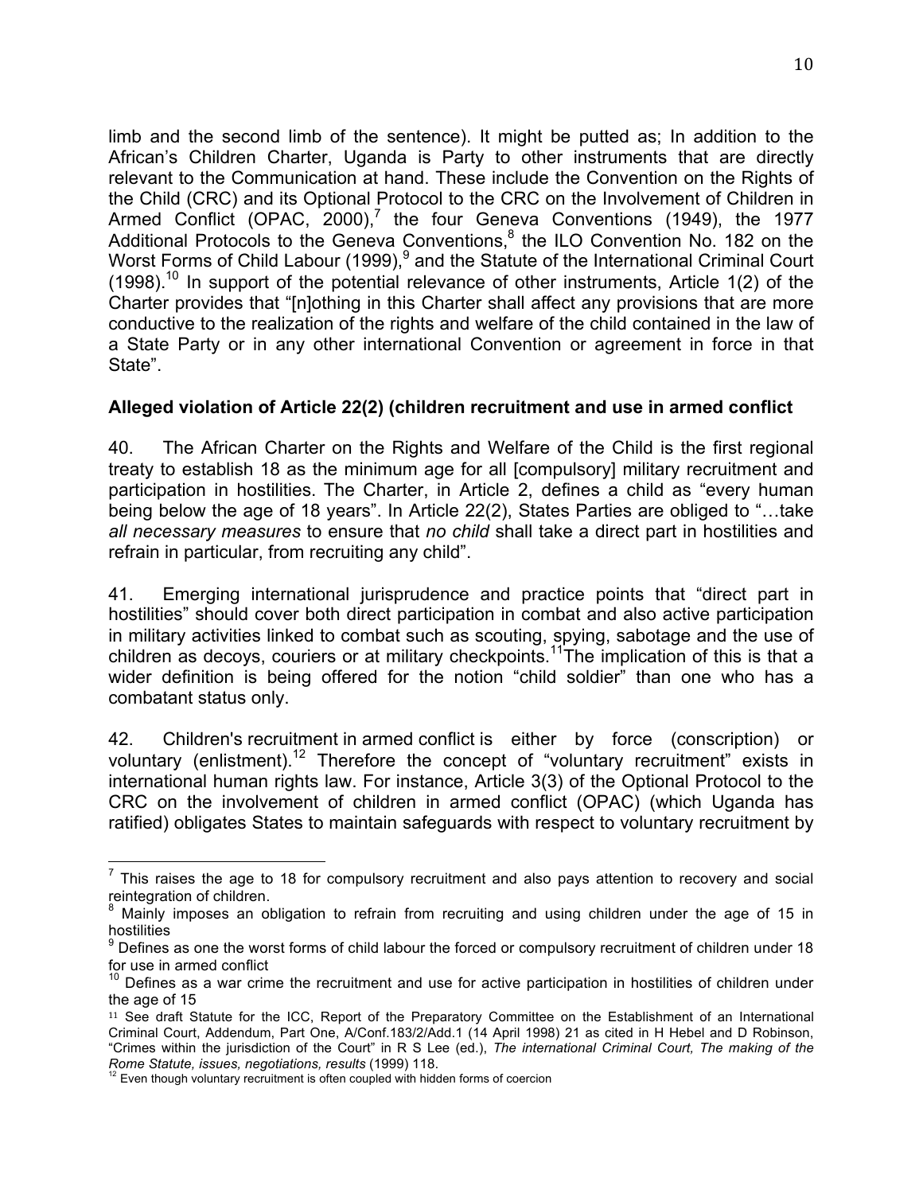limb and the second limb of the sentence). It might be putted as; In addition to the African's Children Charter, Uganda is Party to other instruments that are directly relevant to the Communication at hand. These include the Convention on the Rights of the Child (CRC) and its Optional Protocol to the CRC on the Involvement of Children in Armed Conflict (OPAC, 2000),[7] the four Geneva Conventions (1949), the 1977 Additional Protocols to the Geneva Conventions,[8] the ILO Convention No. 182 on the Worst Forms of Child Labour (1999),[9] and the Statute of the International Criminal Court (1998).[10] In support of the potential relevance of other instruments, Article 1(2) of the Charter provides that "[n]othing in this Charter shall affect any provisions that are more conductive to the realization of the rights and welfare of the child contained in the law of a State Party or in any other international Convention or agreement in force in that State".

**Alleged violation of Article 22(2) (children recruitment and use in armed conflict**

40. The African Charter on the Rights and Welfare of the Child is the first regional treaty to establish 18 as the minimum age for all [compulsory] military recruitment and participation in hostilities. The Charter, in Article 2, defines a child as "every human being below the age of 18 years". In Article 22(2), States Parties are obliged to "…take *all necessary measures* to ensure that *no child* shall take a direct part in hostilities and refrain in particular, from recruiting any child".

41. Emerging international jurisprudence and practice points that "direct part in hostilities" should cover both direct participation in combat and also active participation in military activities linked to combat such as scouting, spying, sabotage and the use of children as decoys, couriers or at military checkpoints.[11]The implication of this is that a wider definition is being offered for the notion "child soldier" than one who has a combatant status only.

42. Children's recruitment in armed conflict is either by force (conscription) or voluntary (enlistment).[12] Therefore the concept of "voluntary recruitment" exists in international human rights law. For instance, Article 3(3) of the Optional Protocol to the CRC on the involvement of children in armed conflict (OPAC) (which Uganda has ratified) obligates States to maintain safeguards with respect to voluntary recruitment by

---

[7] This raises the age to 18 for compulsory recruitment and also pays attention to recovery and social reintegration of children.

[8] Mainly imposes an obligation to refrain from recruiting and using children under the age of 15 in hostilities

[9] Defines as one the worst forms of child labour the forced or compulsory recruitment of children under 18 for use in armed conflict

[10] Defines as a war crime the recruitment and use for active participation in hostilities of children under the age of 15

[11] See draft Statute for the ICC, Report of the Preparatory Committee on the Establishment of an International Criminal Court, Addendum, Part One, A/Conf.183/2/Add.1 (14 April 1998) 21 as cited in H Hebel and D Robinson, "Crimes within the jurisdiction of the Court" in R S Lee (ed.), *The international Criminal Court, The making of the Rome Statute, issues, negotiations, results* (1999) 118.

[12] Even though voluntary recruitment is often coupled with hidden forms of coercion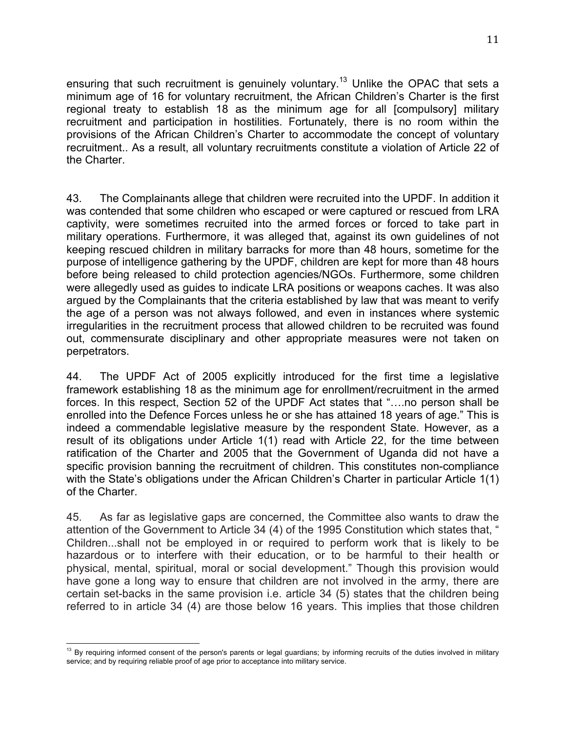ensuring that such recruitment is genuinely voluntary.[13] Unlike the OPAC that sets a minimum age of 16 for voluntary recruitment, the African Children's Charter is the first regional treaty to establish 18 as the minimum age for all [compulsory] military recruitment and participation in hostilities. Fortunately, there is no room within the provisions of the African Children's Charter to accommodate the concept of voluntary recruitment.. As a result, all voluntary recruitments constitute a violation of Article 22 of the Charter.

43. The Complainants allege that children were recruited into the UPDF. In addition it was contended that some children who escaped or were captured or rescued from LRA captivity, were sometimes recruited into the armed forces or forced to take part in military operations. Furthermore, it was alleged that, against its own guidelines of not keeping rescued children in military barracks for more than 48 hours, sometime for the purpose of intelligence gathering by the UPDF, children are kept for more than 48 hours before being released to child protection agencies/NGOs. Furthermore, some children were allegedly used as guides to indicate LRA positions or weapons caches. It was also argued by the Complainants that the criteria established by law that was meant to verify the age of a person was not always followed, and even in instances where systemic irregularities in the recruitment process that allowed children to be recruited was found out, commensurate disciplinary and other appropriate measures were not taken on perpetrators.

44. The UPDF Act of 2005 explicitly introduced for the first time a legislative framework establishing 18 as the minimum age for enrollment/recruitment in the armed forces. In this respect, Section 52 of the UPDF Act states that "….no person shall be enrolled into the Defence Forces unless he or she has attained 18 years of age." This is indeed a commendable legislative measure by the respondent State. However, as a result of its obligations under Article 1(1) read with Article 22, for the time between ratification of the Charter and 2005 that the Government of Uganda did not have a specific provision banning the recruitment of children. This constitutes non-compliance with the State's obligations under the African Children's Charter in particular Article 1(1) of the Charter.

45. As far as legislative gaps are concerned, the Committee also wants to draw the attention of the Government to Article 34 (4) of the 1995 Constitution which states that, " Children...shall not be employed in or required to perform work that is likely to be hazardous or to interfere with their education, or to be harmful to their health or physical, mental, spiritual, moral or social development." Though this provision would have gone a long way to ensure that children are not involved in the army, there are certain set-backs in the same provision i.e. article 34 (5) states that the children being referred to in article 34 (4) are those below 16 years. This implies that those children

[13] By requiring informed consent of the person's parents or legal guardians; by informing recruits of the duties involved in military service; and by requiring reliable proof of age prior to acceptance into military service.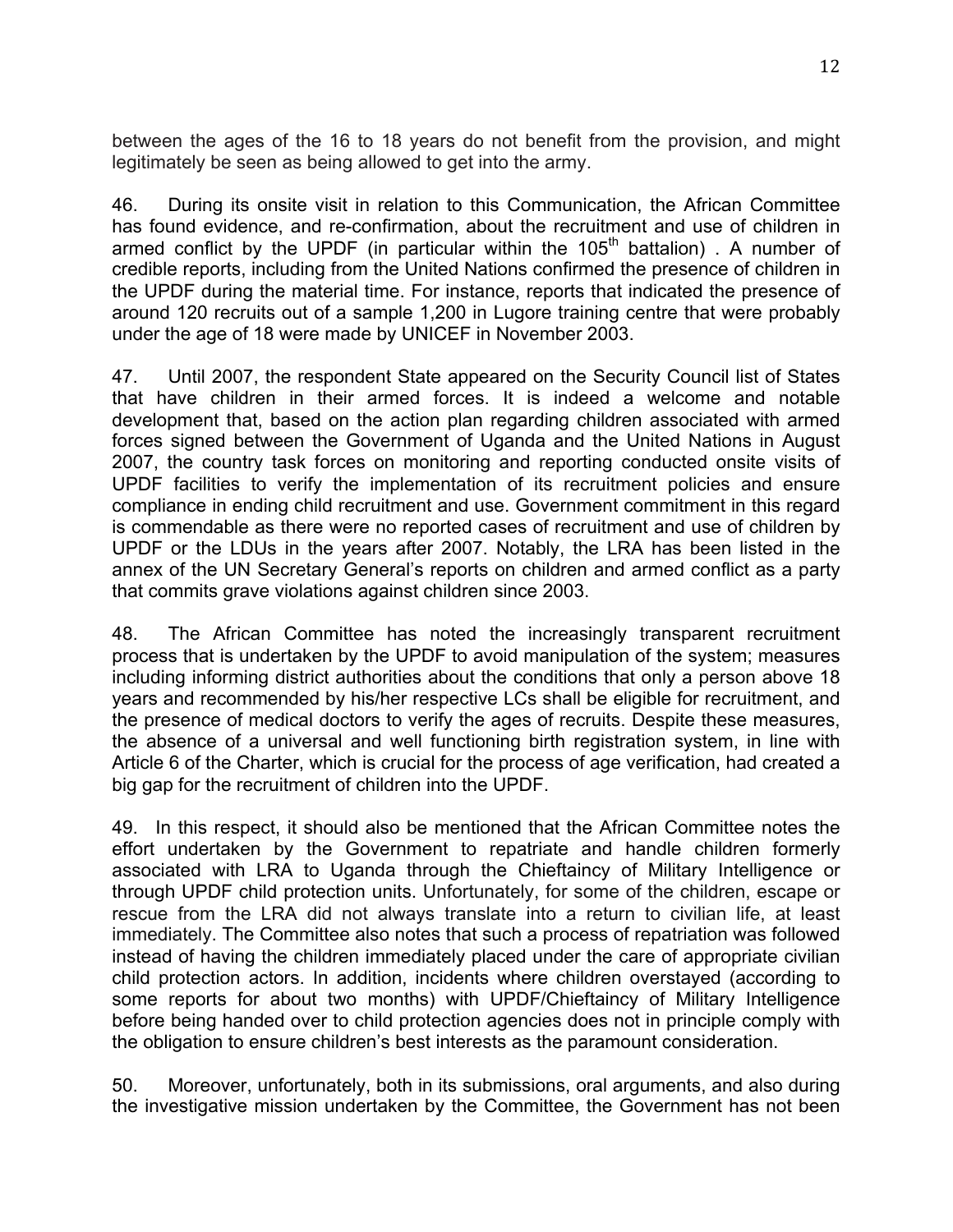between the ages of the 16 to 18 years do not benefit from the provision, and might legitimately be seen as being allowed to get into the army.

46. During its onsite visit in relation to this Communication, the African Committee has found evidence, and re-confirmation, about the recruitment and use of children in armed conflict by the UPDF (in particular within the 105th battalion) . A number of credible reports, including from the United Nations confirmed the presence of children in the UPDF during the material time. For instance, reports that indicated the presence of around 120 recruits out of a sample 1,200 in Lugore training centre that were probably under the age of 18 were made by UNICEF in November 2003.

47. Until 2007, the respondent State appeared on the Security Council list of States that have children in their armed forces. It is indeed a welcome and notable development that, based on the action plan regarding children associated with armed forces signed between the Government of Uganda and the United Nations in August 2007, the country task forces on monitoring and reporting conducted onsite visits of UPDF facilities to verify the implementation of its recruitment policies and ensure compliance in ending child recruitment and use. Government commitment in this regard is commendable as there were no reported cases of recruitment and use of children by UPDF or the LDUs in the years after 2007. Notably, the LRA has been listed in the annex of the UN Secretary General's reports on children and armed conflict as a party that commits grave violations against children since 2003.

48. The African Committee has noted the increasingly transparent recruitment process that is undertaken by the UPDF to avoid manipulation of the system; measures including informing district authorities about the conditions that only a person above 18 years and recommended by his/her respective LCs shall be eligible for recruitment, and the presence of medical doctors to verify the ages of recruits. Despite these measures, the absence of a universal and well functioning birth registration system, in line with Article 6 of the Charter, which is crucial for the process of age verification, had created a big gap for the recruitment of children into the UPDF.

49. In this respect, it should also be mentioned that the African Committee notes the effort undertaken by the Government to repatriate and handle children formerly associated with LRA to Uganda through the Chieftaincy of Military Intelligence or through UPDF child protection units. Unfortunately, for some of the children, escape or rescue from the LRA did not always translate into a return to civilian life, at least immediately. The Committee also notes that such a process of repatriation was followed instead of having the children immediately placed under the care of appropriate civilian child protection actors. In addition, incidents where children overstayed (according to some reports for about two months) with UPDF/Chieftaincy of Military Intelligence before being handed over to child protection agencies does not in principle comply with the obligation to ensure children's best interests as the paramount consideration.

50. Moreover, unfortunately, both in its submissions, oral arguments, and also during the investigative mission undertaken by the Committee, the Government has not been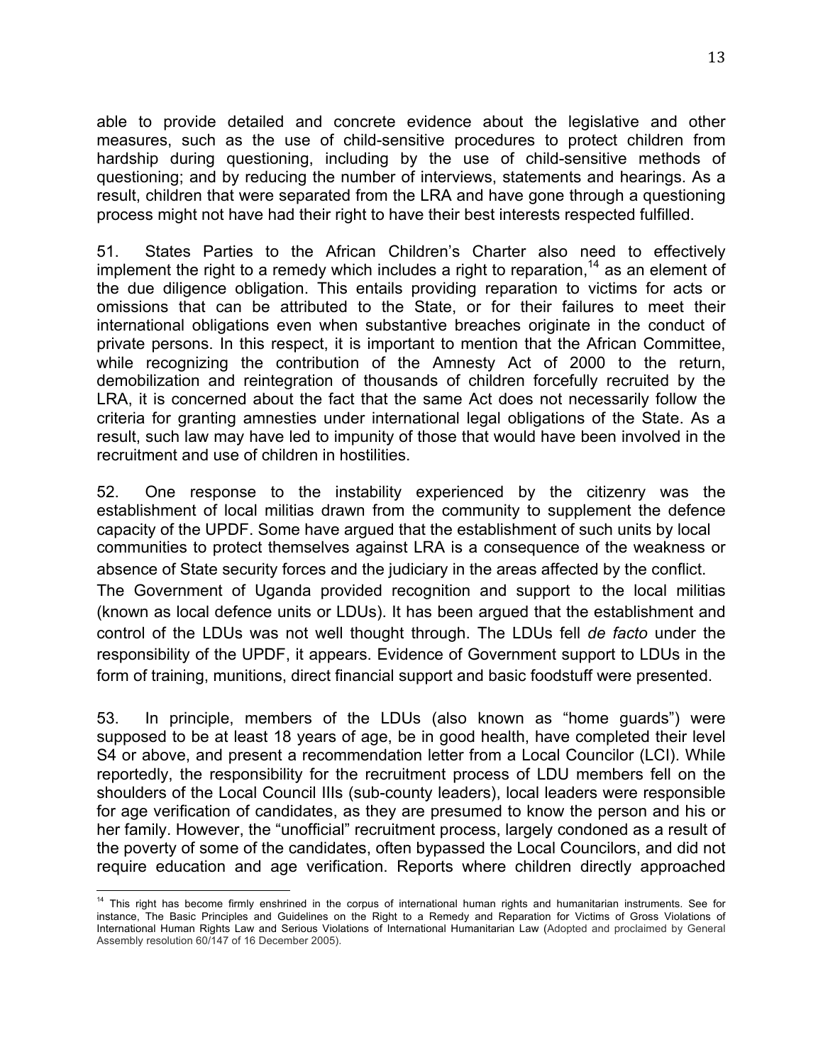able to provide detailed and concrete evidence about the legislative and other measures, such as the use of child-sensitive procedures to protect children from hardship during questioning, including by the use of child-sensitive methods of questioning; and by reducing the number of interviews, statements and hearings. As a result, children that were separated from the LRA and have gone through a questioning process might not have had their right to have their best interests respected fulfilled.

51. States Parties to the African Children's Charter also need to effectively implement the right to a remedy which includes a right to reparation,[14] as an element of the due diligence obligation. This entails providing reparation to victims for acts or omissions that can be attributed to the State, or for their failures to meet their international obligations even when substantive breaches originate in the conduct of private persons. In this respect, it is important to mention that the African Committee, while recognizing the contribution of the Amnesty Act of 2000 to the return, demobilization and reintegration of thousands of children forcefully recruited by the LRA, it is concerned about the fact that the same Act does not necessarily follow the criteria for granting amnesties under international legal obligations of the State. As a result, such law may have led to impunity of those that would have been involved in the recruitment and use of children in hostilities.

52. One response to the instability experienced by the citizenry was the establishment of local militias drawn from the community to supplement the defence capacity of the UPDF. Some have argued that the establishment of such units by local communities to protect themselves against LRA is a consequence of the weakness or absence of State security forces and the judiciary in the areas affected by the conflict. The Government of Uganda provided recognition and support to the local militias (known as local defence units or LDUs). It has been argued that the establishment and control of the LDUs was not well thought through. The LDUs fell *de facto* under the responsibility of the UPDF, it appears. Evidence of Government support to LDUs in the form of training, munitions, direct financial support and basic foodstuff were presented.

53. In principle, members of the LDUs (also known as "home guards") were supposed to be at least 18 years of age, be in good health, have completed their level S4 or above, and present a recommendation letter from a Local Councilor (LCI). While reportedly, the responsibility for the recruitment process of LDU members fell on the shoulders of the Local Council IIIs (sub-county leaders), local leaders were responsible for age verification of candidates, as they are presumed to know the person and his or her family. However, the "unofficial" recruitment process, largely condoned as a result of the poverty of some of the candidates, often bypassed the Local Councilors, and did not require education and age verification. Reports where children directly approached

---

[14] This right has become firmly enshrined in the corpus of international human rights and humanitarian instruments. See for instance, The Basic Principles and Guidelines on the Right to a Remedy and Reparation for Victims of Gross Violations of International Human Rights Law and Serious Violations of International Humanitarian Law (Adopted and proclaimed by General Assembly resolution 60/147 of 16 December 2005).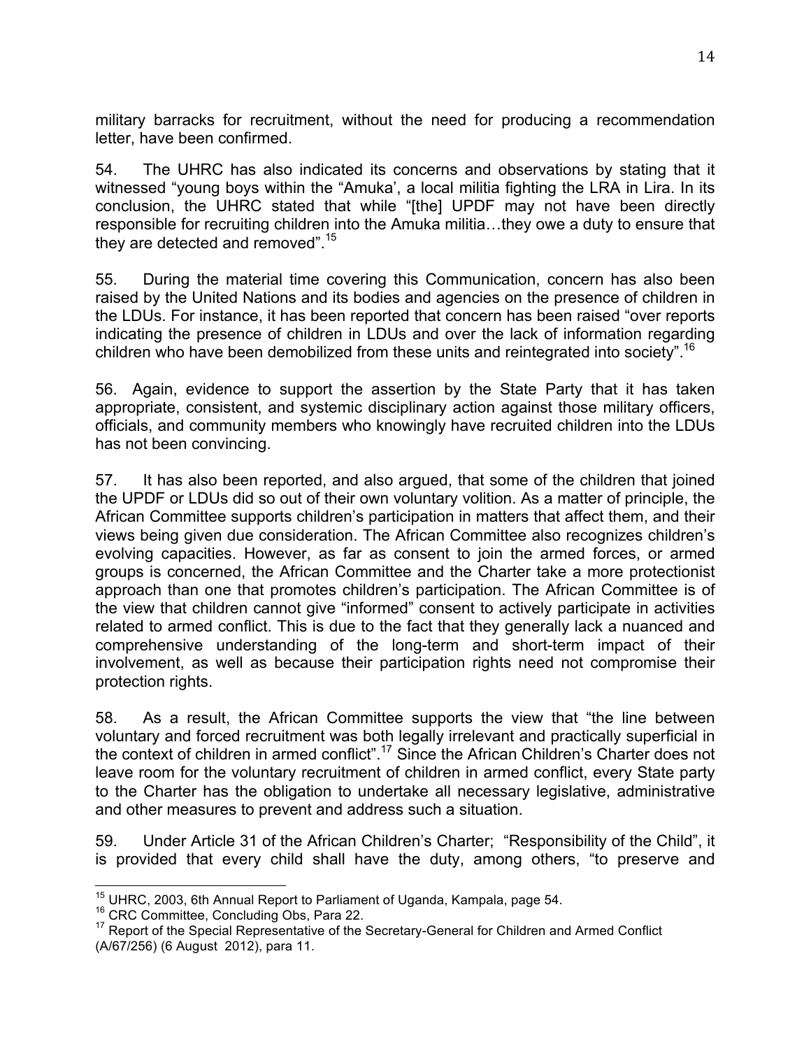military barracks for recruitment, without the need for producing a recommendation letter, have been confirmed.

54. The UHRC has also indicated its concerns and observations by stating that it witnessed "young boys within the "Amuka', a local militia fighting the LRA in Lira. In its conclusion, the UHRC stated that while "[the] UPDF may not have been directly responsible for recruiting children into the Amuka militia…they owe a duty to ensure that they are detected and removed".[15]

55. During the material time covering this Communication, concern has also been raised by the United Nations and its bodies and agencies on the presence of children in the LDUs. For instance, it has been reported that concern has been raised "over reports indicating the presence of children in LDUs and over the lack of information regarding children who have been demobilized from these units and reintegrated into society".[16]

56. Again, evidence to support the assertion by the State Party that it has taken appropriate, consistent, and systemic disciplinary action against those military officers, officials, and community members who knowingly have recruited children into the LDUs has not been convincing.

57. It has also been reported, and also argued, that some of the children that joined the UPDF or LDUs did so out of their own voluntary volition. As a matter of principle, the African Committee supports children's participation in matters that affect them, and their views being given due consideration. The African Committee also recognizes children's evolving capacities. However, as far as consent to join the armed forces, or armed groups is concerned, the African Committee and the Charter take a more protectionist approach than one that promotes children's participation. The African Committee is of the view that children cannot give "informed" consent to actively participate in activities related to armed conflict. This is due to the fact that they generally lack a nuanced and comprehensive understanding of the long-term and short-term impact of their involvement, as well as because their participation rights need not compromise their protection rights.

58. As a result, the African Committee supports the view that "the line between voluntary and forced recruitment was both legally irrelevant and practically superficial in the context of children in armed conflict".[17] Since the African Children's Charter does not leave room for the voluntary recruitment of children in armed conflict, every State party to the Charter has the obligation to undertake all necessary legislative, administrative and other measures to prevent and address such a situation.

59. Under Article 31 of the African Children's Charter; "Responsibility of the Child", it is provided that every child shall have the duty, among others, "to preserve and

---

[15] UHRC, 2003, 6th Annual Report to Parliament of Uganda, Kampala, page 54.

[16] CRC Committee, Concluding Obs, Para 22.

[17] Report of the Special Representative of the Secretary-General for Children and Armed Conflict (A/67/256) (6 August 2012), para 11.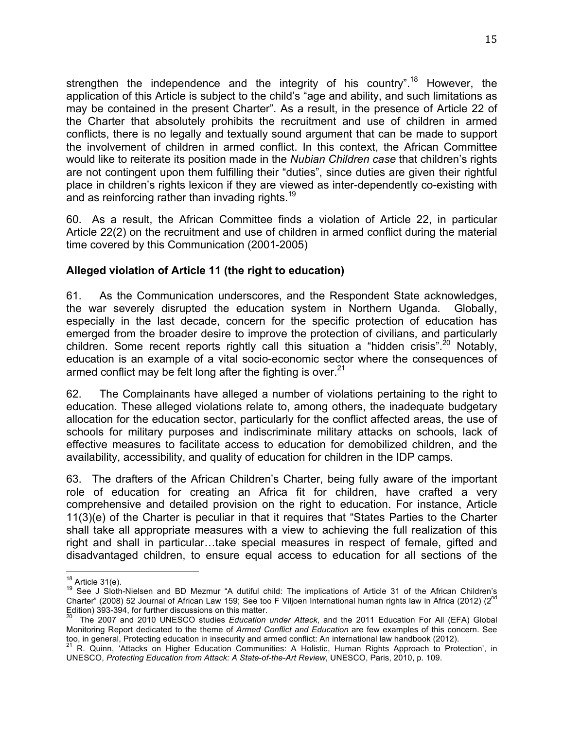strengthen the independence and the integrity of his country".[18] However, the application of this Article is subject to the child's "age and ability, and such limitations as may be contained in the present Charter". As a result, in the presence of Article 22 of the Charter that absolutely prohibits the recruitment and use of children in armed conflicts, there is no legally and textually sound argument that can be made to support the involvement of children in armed conflict. In this context, the African Committee would like to reiterate its position made in the *Nubian Children case* that children's rights are not contingent upon them fulfilling their "duties", since duties are given their rightful place in children's rights lexicon if they are viewed as inter-dependently co-existing with and as reinforcing rather than invading rights.[19]

60. As a result, the African Committee finds a violation of Article 22, in particular Article 22(2) on the recruitment and use of children in armed conflict during the material time covered by this Communication (2001-2005)

**Alleged violation of Article 11 (the right to education)**

61. As the Communication underscores, and the Respondent State acknowledges, the war severely disrupted the education system in Northern Uganda. Globally, especially in the last decade, concern for the specific protection of education has emerged from the broader desire to improve the protection of civilians, and particularly children. Some recent reports rightly call this situation a "hidden crisis".[20] Notably, education is an example of a vital socio-economic sector where the consequences of armed conflict may be felt long after the fighting is over.[21]

62. The Complainants have alleged a number of violations pertaining to the right to education. These alleged violations relate to, among others, the inadequate budgetary allocation for the education sector, particularly for the conflict affected areas, the use of schools for military purposes and indiscriminate military attacks on schools, lack of effective measures to facilitate access to education for demobilized children, and the availability, accessibility, and quality of education for children in the IDP camps.

63. The drafters of the African Children's Charter, being fully aware of the important role of education for creating an Africa fit for children, have crafted a very comprehensive and detailed provision on the right to education. For instance, Article 11(3)(e) of the Charter is peculiar in that it requires that "States Parties to the Charter shall take all appropriate measures with a view to achieving the full realization of this right and shall in particular…take special measures in respect of female, gifted and disadvantaged children, to ensure equal access to education for all sections of the

---

[18] Article 31(e).

[19] See J Sloth-Nielsen and BD Mezmur "A dutiful child: The implications of Article 31 of the African Children's Charter" (2008) 52 Journal of African Law 159; See too F Viljoen International human rights law in Africa (2012) (2nd Edition) 393-394, for further discussions on this matter.

[20] The 2007 and 2010 UNESCO studies *Education under Attack*, and the 2011 Education For All (EFA) Global Monitoring Report dedicated to the theme of *Armed Conflict and Education* are few examples of this concern. See too, in general, Protecting education in insecurity and armed conflict: An international law handbook (2012).

[21] R. Quinn, 'Attacks on Higher Education Communities: A Holistic, Human Rights Approach to Protection', in UNESCO, *Protecting Education from Attack: A State-of-the-Art Review*, UNESCO, Paris, 2010, p. 109.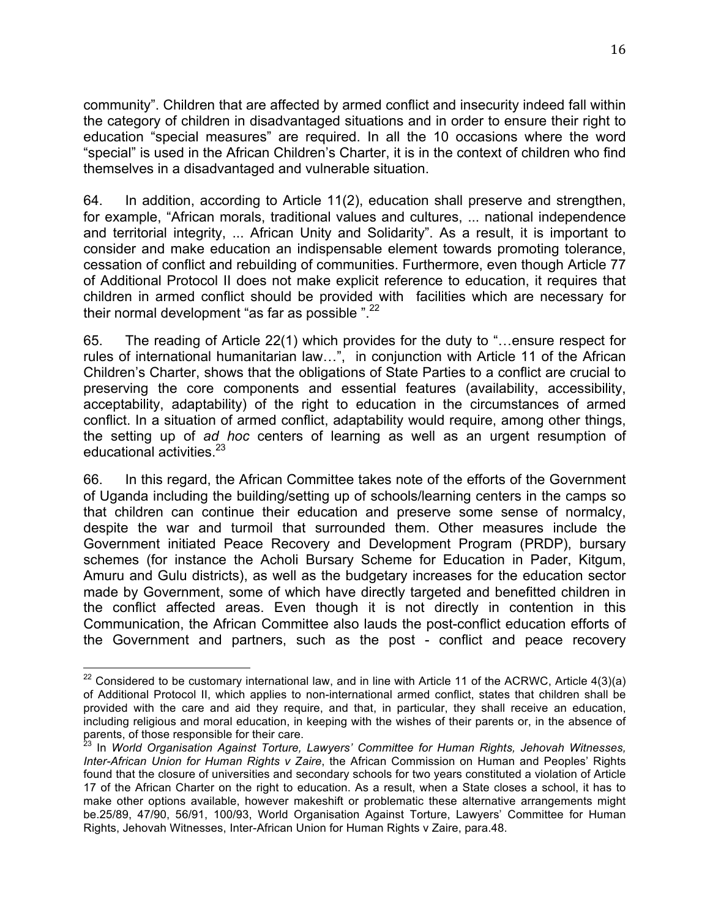community". Children that are affected by armed conflict and insecurity indeed fall within the category of children in disadvantaged situations and in order to ensure their right to education "special measures" are required. In all the 10 occasions where the word "special" is used in the African Children's Charter, it is in the context of children who find themselves in a disadvantaged and vulnerable situation.

64. In addition, according to Article 11(2), education shall preserve and strengthen, for example, "African morals, traditional values and cultures, ... national independence and territorial integrity, ... African Unity and Solidarity". As a result, it is important to consider and make education an indispensable element towards promoting tolerance, cessation of conflict and rebuilding of communities. Furthermore, even though Article 77 of Additional Protocol II does not make explicit reference to education, it requires that children in armed conflict should be provided with facilities which are necessary for their normal development "as far as possible ".[22]

65. The reading of Article 22(1) which provides for the duty to "…ensure respect for rules of international humanitarian law…", in conjunction with Article 11 of the African Children's Charter, shows that the obligations of State Parties to a conflict are crucial to preserving the core components and essential features (availability, accessibility, acceptability, adaptability) of the right to education in the circumstances of armed conflict. In a situation of armed conflict, adaptability would require, among other things, the setting up of *ad hoc* centers of learning as well as an urgent resumption of educational activities.[23]

66. In this regard, the African Committee takes note of the efforts of the Government of Uganda including the building/setting up of schools/learning centers in the camps so that children can continue their education and preserve some sense of normalcy, despite the war and turmoil that surrounded them. Other measures include the Government initiated Peace Recovery and Development Program (PRDP), bursary schemes (for instance the Acholi Bursary Scheme for Education in Pader, Kitgum, Amuru and Gulu districts), as well as the budgetary increases for the education sector made by Government, some of which have directly targeted and benefitted children in the conflict affected areas. Even though it is not directly in contention in this Communication, the African Committee also lauds the post-conflict education efforts of the Government and partners, such as the post - conflict and peace recovery

---

[22] Considered to be customary international law, and in line with Article 11 of the ACRWC, Article 4(3)(a) of Additional Protocol II, which applies to non-international armed conflict, states that children shall be provided with the care and aid they require, and that, in particular, they shall receive an education, including religious and moral education, in keeping with the wishes of their parents or, in the absence of parents, of those responsible for their care.

[23] In *World Organisation Against Torture, Lawyers' Committee for Human Rights, Jehovah Witnesses, Inter-African Union for Human Rights v Zaire*, the African Commission on Human and Peoples' Rights found that the closure of universities and secondary schools for two years constituted a violation of Article 17 of the African Charter on the right to education. As a result, when a State closes a school, it has to make other options available, however makeshift or problematic these alternative arrangements might be.25/89, 47/90, 56/91, 100/93, World Organisation Against Torture, Lawyers' Committee for Human Rights, Jehovah Witnesses, Inter-African Union for Human Rights v Zaire, para.48.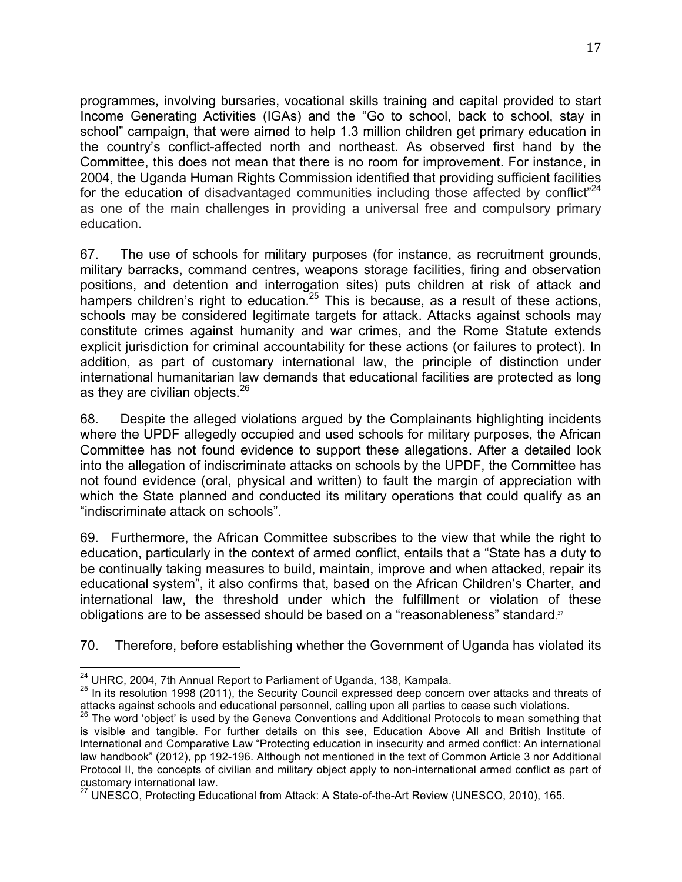programmes, involving bursaries, vocational skills training and capital provided to start Income Generating Activities (IGAs) and the "Go to school, back to school, stay in school" campaign, that were aimed to help 1.3 million children get primary education in the country's conflict-affected north and northeast. As observed first hand by the Committee, this does not mean that there is no room for improvement. For instance, in 2004, the Uganda Human Rights Commission identified that providing sufficient facilities for the education of disadvantaged communities including those affected by conflict"[24] as one of the main challenges in providing a universal free and compulsory primary education.

67. The use of schools for military purposes (for instance, as recruitment grounds, military barracks, command centres, weapons storage facilities, firing and observation positions, and detention and interrogation sites) puts children at risk of attack and hampers children's right to education.[25] This is because, as a result of these actions, schools may be considered legitimate targets for attack. Attacks against schools may constitute crimes against humanity and war crimes, and the Rome Statute extends explicit jurisdiction for criminal accountability for these actions (or failures to protect). In addition, as part of customary international law, the principle of distinction under international humanitarian law demands that educational facilities are protected as long as they are civilian objects.[26]

68. Despite the alleged violations argued by the Complainants highlighting incidents where the UPDF allegedly occupied and used schools for military purposes, the African Committee has not found evidence to support these allegations. After a detailed look into the allegation of indiscriminate attacks on schools by the UPDF, the Committee has not found evidence (oral, physical and written) to fault the margin of appreciation with which the State planned and conducted its military operations that could qualify as an "indiscriminate attack on schools".

69. Furthermore, the African Committee subscribes to the view that while the right to education, particularly in the context of armed conflict, entails that a "State has a duty to be continually taking measures to build, maintain, improve and when attacked, repair its educational system", it also confirms that, based on the African Children's Charter, and international law, the threshold under which the fulfillment or violation of these obligations are to be assessed should be based on a "reasonableness" standard.[27]

70. Therefore, before establishing whether the Government of Uganda has violated its

---

[24] UHRC, 2004, 7th Annual Report to Parliament of Uganda, 138, Kampala.

[25] In its resolution 1998 (2011), the Security Council expressed deep concern over attacks and threats of attacks against schools and educational personnel, calling upon all parties to cease such violations.

[26] The word 'object' is used by the Geneva Conventions and Additional Protocols to mean something that is visible and tangible. For further details on this see, Education Above All and British Institute of International and Comparative Law "Protecting education in insecurity and armed conflict: An international law handbook" (2012), pp 192-196. Although not mentioned in the text of Common Article 3 nor Additional Protocol II, the concepts of civilian and military object apply to non-international armed conflict as part of customary international law.

[27] UNESCO, Protecting Educational from Attack: A State-of-the-Art Review (UNESCO, 2010), 165.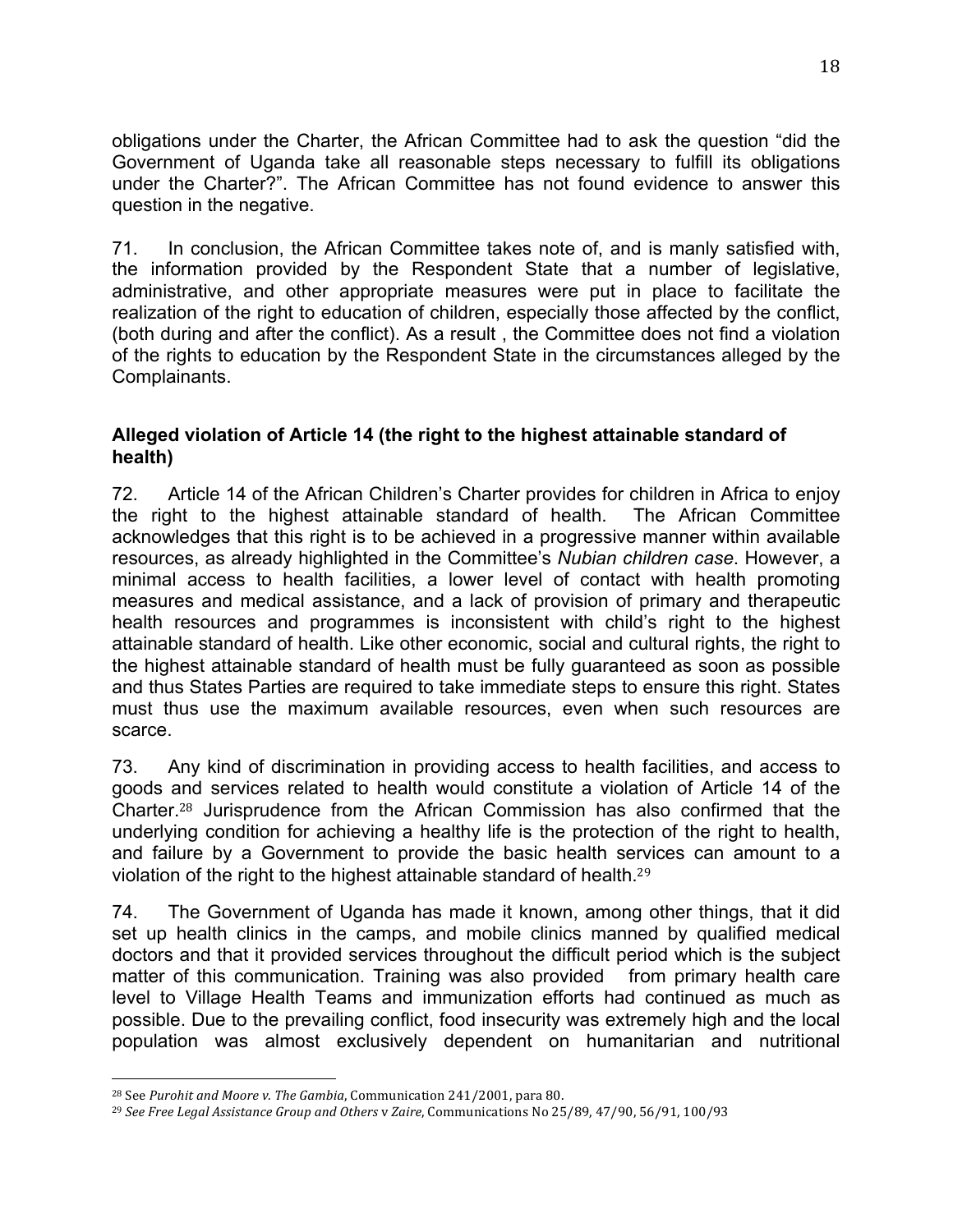obligations under the Charter, the African Committee had to ask the question "did the Government of Uganda take all reasonable steps necessary to fulfill its obligations under the Charter?". The African Committee has not found evidence to answer this question in the negative.

71. In conclusion, the African Committee takes note of, and is manly satisfied with, the information provided by the Respondent State that a number of legislative, administrative, and other appropriate measures were put in place to facilitate the realization of the right to education of children, especially those affected by the conflict, (both during and after the conflict). As a result , the Committee does not find a violation of the rights to education by the Respondent State in the circumstances alleged by the Complainants.

**Alleged violation of Article 14 (the right to the highest attainable standard of health)**

72. Article 14 of the African Children's Charter provides for children in Africa to enjoy the right to the highest attainable standard of health. The African Committee acknowledges that this right is to be achieved in a progressive manner within available resources, as already highlighted in the Committee's *Nubian children case.* However, a minimal access to health facilities, a lower level of contact with health promoting measures and medical assistance, and a lack of provision of primary and therapeutic health resources and programmes is inconsistent with child's right to the highest attainable standard of health. Like other economic, social and cultural rights, the right to the highest attainable standard of health must be fully guaranteed as soon as possible and thus States Parties are required to take immediate steps to ensure this right. States must thus use the maximum available resources, even when such resources are scarce.

73. Any kind of discrimination in providing access to health facilities, and access to goods and services related to health would constitute a violation of Article 14 of the Charter.[28] Jurisprudence from the African Commission has also confirmed that the underlying condition for achieving a healthy life is the protection of the right to health, and failure by a Government to provide the basic health services can amount to a violation of the right to the highest attainable standard of health.[29]

74. The Government of Uganda has made it known, among other things, that it did set up health clinics in the camps, and mobile clinics manned by qualified medical doctors and that it provided services throughout the difficult period which is the subject matter of this communication. Training was also provided from primary health care level to Village Health Teams and immunization efforts had continued as much as possible. Due to the prevailing conflict, food insecurity was extremely high and the local population was almost exclusively dependent on humanitarian and nutritional

[28] See *Purohit and Moore v. The Gambia*, Communication 241/2001, para 80.

[29] *See Free Legal Assistance Group and Others* v *Zaire*, Communications No 25/89, 47/90, 56/91, 100/93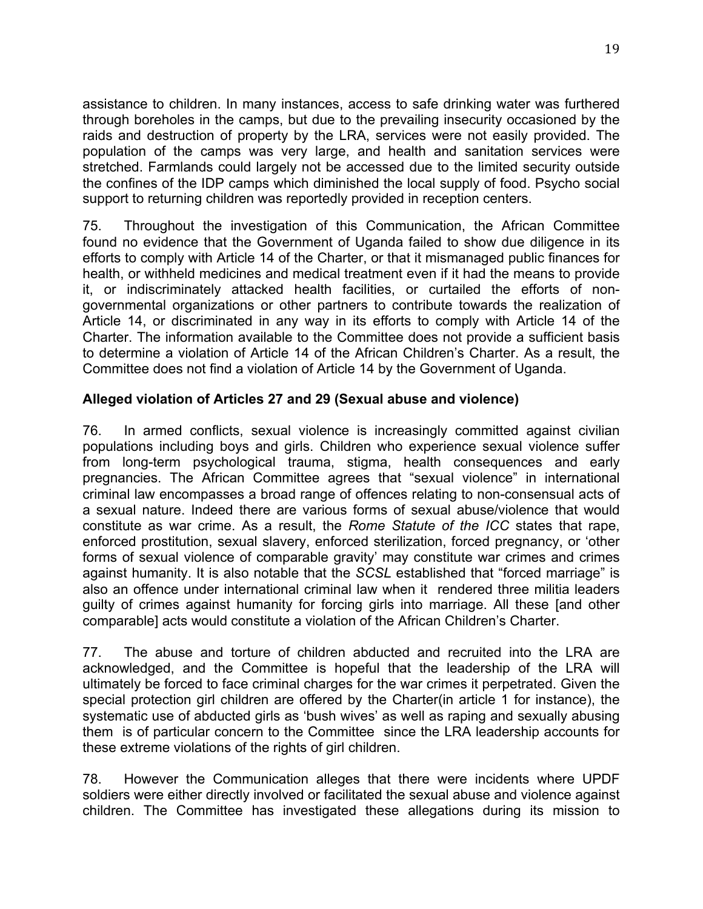assistance to children. In many instances, access to safe drinking water was furthered through boreholes in the camps, but due to the prevailing insecurity occasioned by the raids and destruction of property by the LRA, services were not easily provided. The population of the camps was very large, and health and sanitation services were stretched. Farmlands could largely not be accessed due to the limited security outside the confines of the IDP camps which diminished the local supply of food. Psycho social support to returning children was reportedly provided in reception centers.

75. Throughout the investigation of this Communication, the African Committee found no evidence that the Government of Uganda failed to show due diligence in its efforts to comply with Article 14 of the Charter, or that it mismanaged public finances for health, or withheld medicines and medical treatment even if it had the means to provide it, or indiscriminately attacked health facilities, or curtailed the efforts of non-governmental organizations or other partners to contribute towards the realization of Article 14, or discriminated in any way in its efforts to comply with Article 14 of the Charter. The information available to the Committee does not provide a sufficient basis to determine a violation of Article 14 of the African Children's Charter. As a result, the Committee does not find a violation of Article 14 by the Government of Uganda.

**Alleged violation of Articles 27 and 29 (Sexual abuse and violence)**

76. In armed conflicts, sexual violence is increasingly committed against civilian populations including boys and girls. Children who experience sexual violence suffer from long-term psychological trauma, stigma, health consequences and early pregnancies. The African Committee agrees that "sexual violence" in international criminal law encompasses a broad range of offences relating to non-consensual acts of a sexual nature. Indeed there are various forms of sexual abuse/violence that would constitute as war crime. As a result, the *Rome Statute of the ICC* states that rape, enforced prostitution, sexual slavery, enforced sterilization, forced pregnancy, or 'other forms of sexual violence of comparable gravity' may constitute war crimes and crimes against humanity. It is also notable that the *SCSL* established that "forced marriage" is also an offence under international criminal law when it rendered three militia leaders guilty of crimes against humanity for forcing girls into marriage. All these [and other comparable] acts would constitute a violation of the African Children's Charter.

77. The abuse and torture of children abducted and recruited into the LRA are acknowledged, and the Committee is hopeful that the leadership of the LRA will ultimately be forced to face criminal charges for the war crimes it perpetrated. Given the special protection girl children are offered by the Charter(in article 1 for instance), the systematic use of abducted girls as 'bush wives' as well as raping and sexually abusing them is of particular concern to the Committee since the LRA leadership accounts for these extreme violations of the rights of girl children.

78. However the Communication alleges that there were incidents where UPDF soldiers were either directly involved or facilitated the sexual abuse and violence against children. The Committee has investigated these allegations during its mission to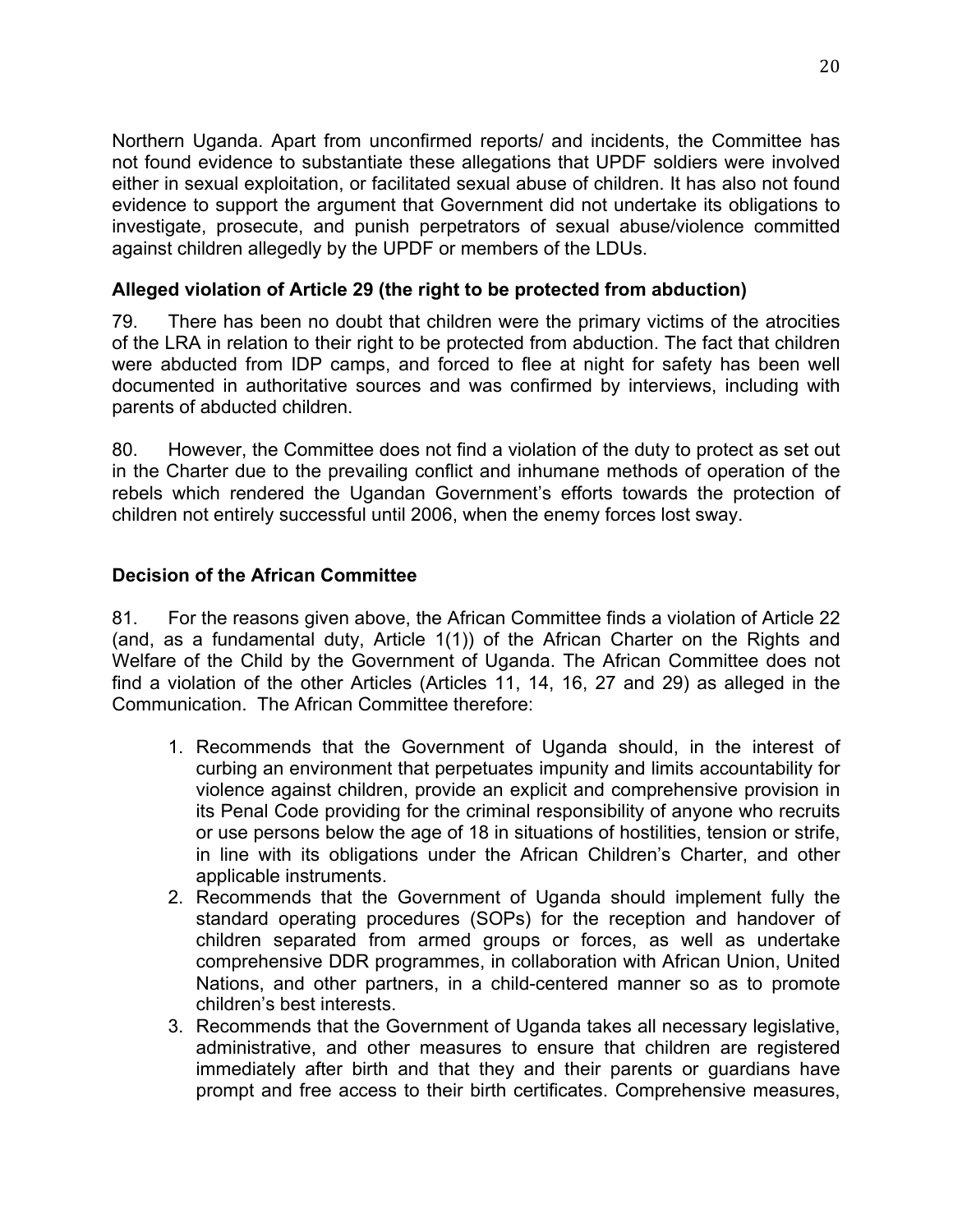Northern Uganda. Apart from unconfirmed reports/ and incidents, the Committee has not found evidence to substantiate these allegations that UPDF soldiers were involved either in sexual exploitation, or facilitated sexual abuse of children. It has also not found evidence to support the argument that Government did not undertake its obligations to investigate, prosecute, and punish perpetrators of sexual abuse/violence committed against children allegedly by the UPDF or members of the LDUs.

**Alleged violation of Article 29 (the right to be protected from abduction)**

79. There has been no doubt that children were the primary victims of the atrocities of the LRA in relation to their right to be protected from abduction. The fact that children were abducted from IDP camps, and forced to flee at night for safety has been well documented in authoritative sources and was confirmed by interviews, including with parents of abducted children.

80. However, the Committee does not find a violation of the duty to protect as set out in the Charter due to the prevailing conflict and inhumane methods of operation of the rebels which rendered the Ugandan Government's efforts towards the protection of children not entirely successful until 2006, when the enemy forces lost sway.

**Decision of the African Committee**

81. For the reasons given above, the African Committee finds a violation of Article 22 (and, as a fundamental duty, Article 1(1)) of the African Charter on the Rights and Welfare of the Child by the Government of Uganda. The African Committee does not find a violation of the other Articles (Articles 11, 14, 16, 27 and 29) as alleged in the Communication. The African Committee therefore:

1. Recommends that the Government of Uganda should, in the interest of curbing an environment that perpetuates impunity and limits accountability for violence against children, provide an explicit and comprehensive provision in its Penal Code providing for the criminal responsibility of anyone who recruits or use persons below the age of 18 in situations of hostilities, tension or strife, in line with its obligations under the African Children's Charter, and other applicable instruments.
2. Recommends that the Government of Uganda should implement fully the standard operating procedures (SOPs) for the reception and handover of children separated from armed groups or forces, as well as undertake comprehensive DDR programmes, in collaboration with African Union, United Nations, and other partners, in a child-centered manner so as to promote children's best interests.
3. Recommends that the Government of Uganda takes all necessary legislative, administrative, and other measures to ensure that children are registered immediately after birth and that they and their parents or guardians have prompt and free access to their birth certificates. Comprehensive measures,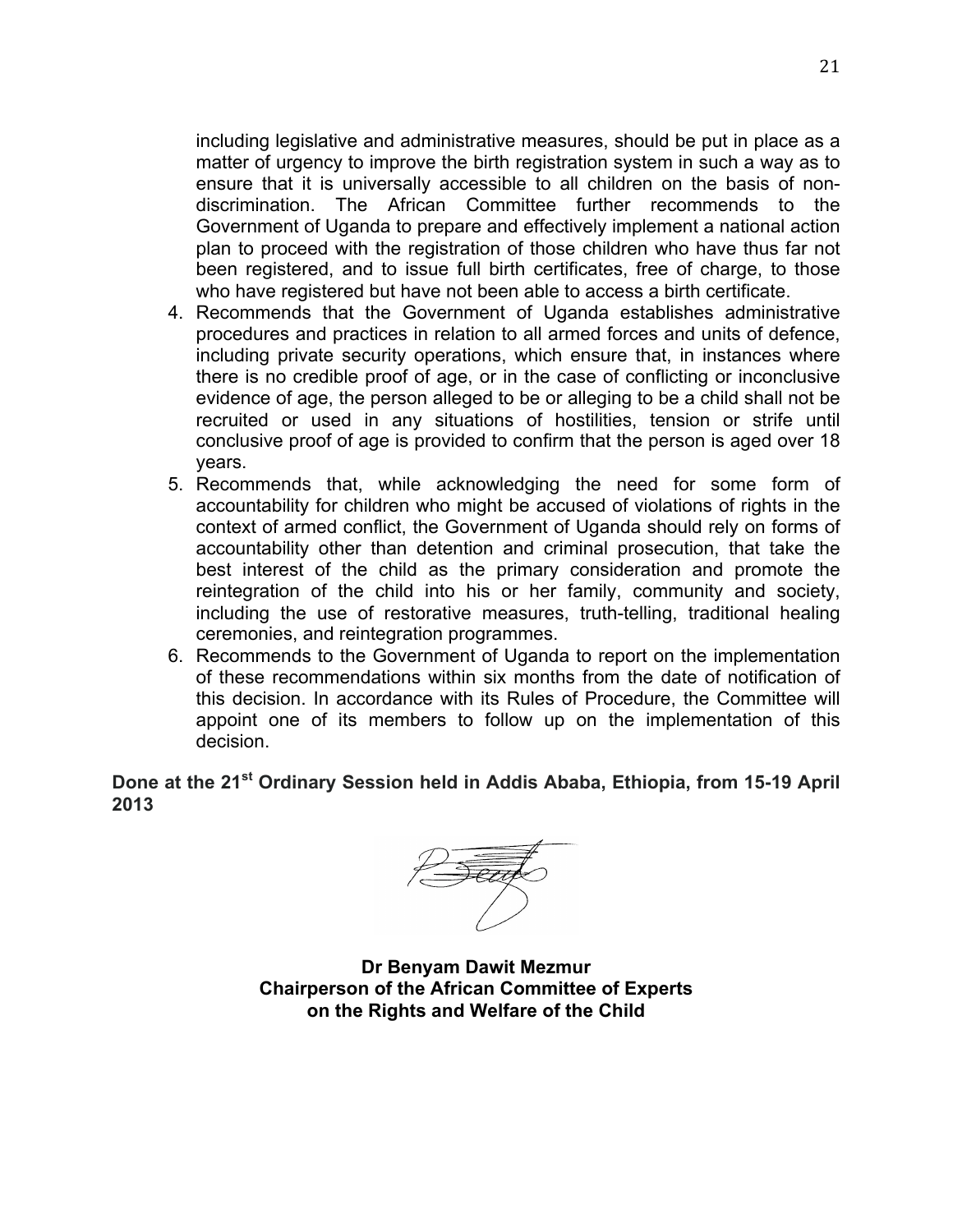including legislative and administrative measures, should be put in place as a matter of urgency to improve the birth registration system in such a way as to ensure that it is universally accessible to all children on the basis of non-discrimination. The African Committee further recommends to the Government of Uganda to prepare and effectively implement a national action plan to proceed with the registration of those children who have thus far not been registered, and to issue full birth certificates, free of charge, to those who have registered but have not been able to access a birth certificate.

4. Recommends that the Government of Uganda establishes administrative procedures and practices in relation to all armed forces and units of defence, including private security operations, which ensure that, in instances where there is no credible proof of age, or in the case of conflicting or inconclusive evidence of age, the person alleged to be or alleging to be a child shall not be recruited or used in any situations of hostilities, tension or strife until conclusive proof of age is provided to confirm that the person is aged over 18 years.
5. Recommends that, while acknowledging the need for some form of accountability for children who might be accused of violations of rights in the context of armed conflict, the Government of Uganda should rely on forms of accountability other than detention and criminal prosecution, that take the best interest of the child as the primary consideration and promote the reintegration of the child into his or her family, community and society, including the use of restorative measures, truth-telling, traditional healing ceremonies, and reintegration programmes.
6. Recommends to the Government of Uganda to report on the implementation of these recommendations within six months from the date of notification of this decision. In accordance with its Rules of Procedure, the Committee will appoint one of its members to follow up on the implementation of this decision.

**Done at the 21st Ordinary Session held in Addis Ababa, Ethiopia, from 15-19 April 2013**

**Dr Benyam Dawit Mezmur**
**Chairperson of the African Committee of Experts on the Rights and Welfare of the Child**